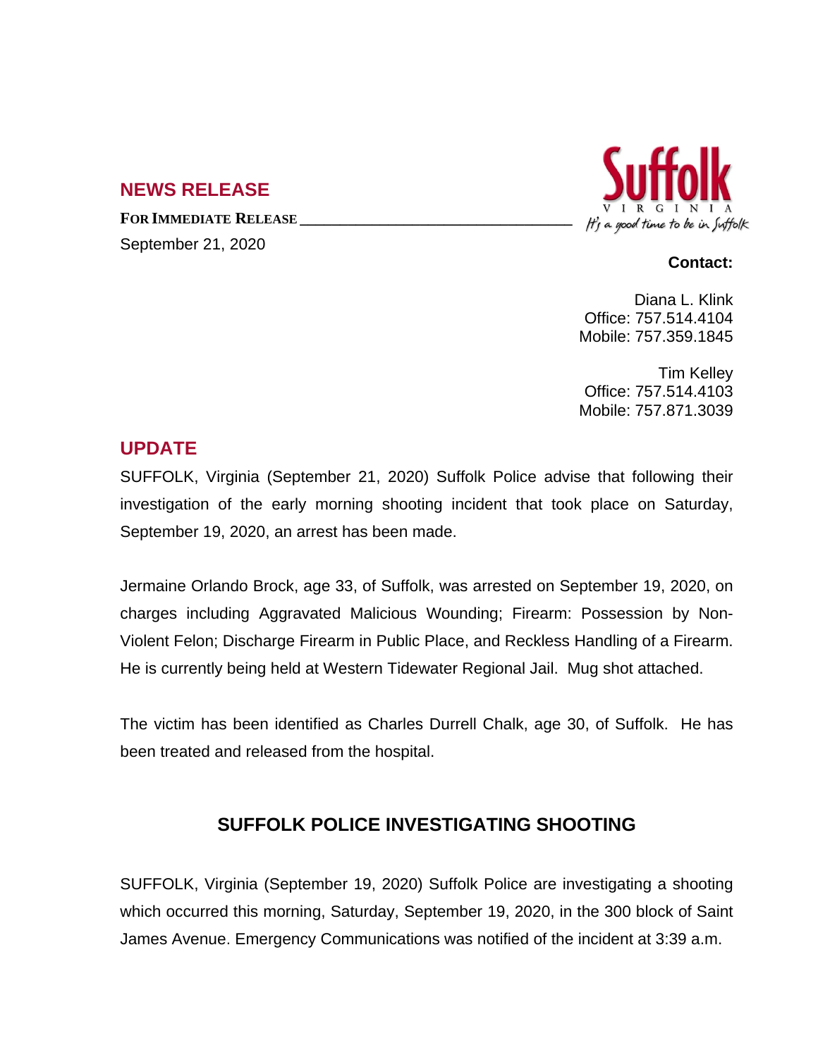## NEWS RELEASE

**FOR IMMEDIATE RELEASE**

September 21, 2020

Suffolk
VIRGINIA
*It's a good time to be in Suffolk*

**Contact:**

Diana L. Klink
Office: 757.514.4104
Mobile: 757.359.1845

Tim Kelley
Office: 757.514.4103
Mobile: 757.871.3039

## UPDATE

SUFFOLK, Virginia (September 21, 2020) Suffolk Police advise that following their investigation of the early morning shooting incident that took place on Saturday, September 19, 2020, an arrest has been made.

Jermaine Orlando Brock, age 33, of Suffolk, was arrested on September 19, 2020, on charges including Aggravated Malicious Wounding; Firearm: Possession by Non-Violent Felon; Discharge Firearm in Public Place, and Reckless Handling of a Firearm. He is currently being held at Western Tidewater Regional Jail. Mug shot attached.

The victim has been identified as Charles Durrell Chalk, age 30, of Suffolk. He has been treated and released from the hospital.

## SUFFOLK POLICE INVESTIGATING SHOOTING

SUFFOLK, Virginia (September 19, 2020) Suffolk Police are investigating a shooting which occurred this morning, Saturday, September 19, 2020, in the 300 block of Saint James Avenue. Emergency Communications was notified of the incident at 3:39 a.m.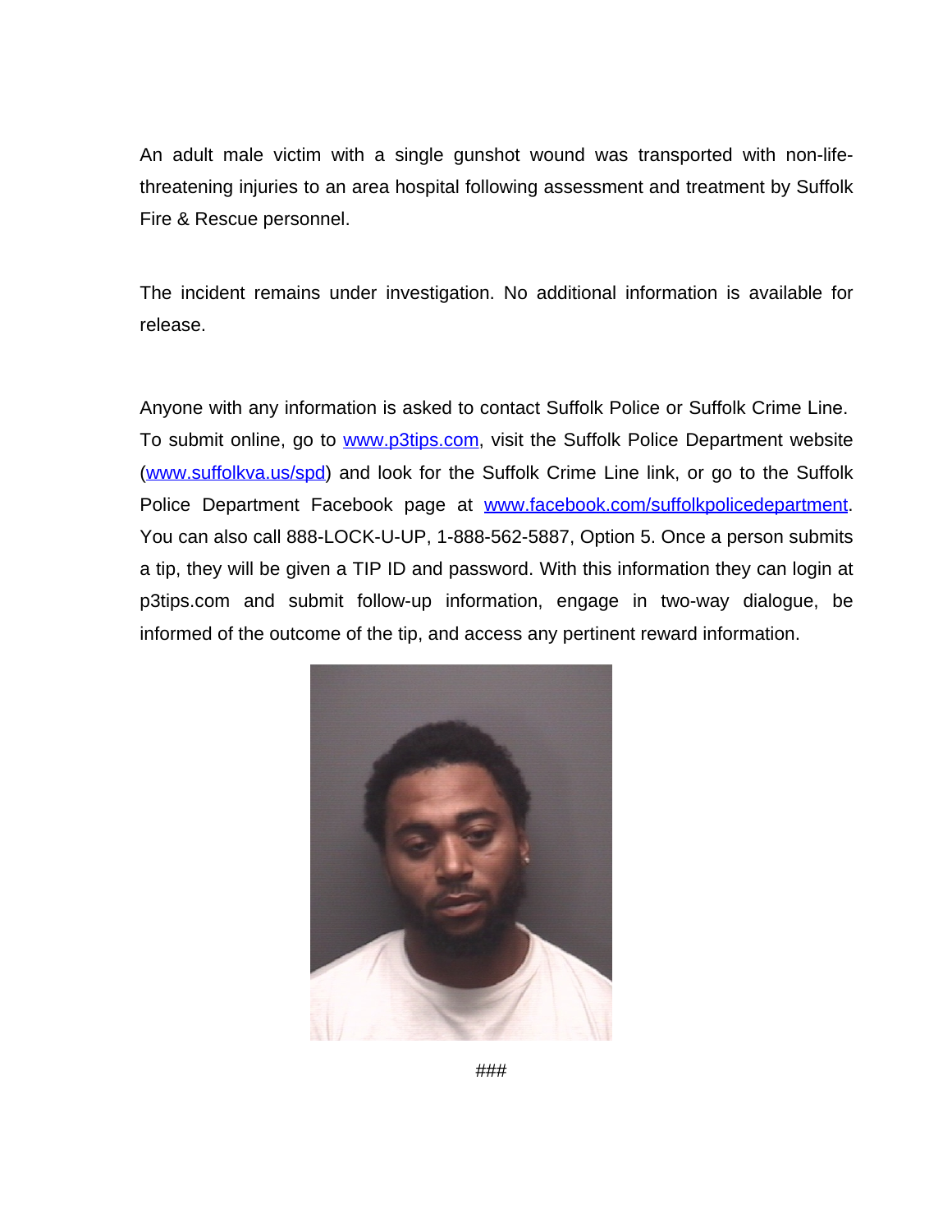An adult male victim with a single gunshot wound was transported with non-life-threatening injuries to an area hospital following assessment and treatment by Suffolk Fire & Rescue personnel.

The incident remains under investigation. No additional information is available for release.

Anyone with any information is asked to contact Suffolk Police or Suffolk Crime Line. To submit online, go to www.p3tips.com, visit the Suffolk Police Department website (www.suffolkva.us/spd) and look for the Suffolk Crime Line link, or go to the Suffolk Police Department Facebook page at www.facebook.com/suffolkpolicedepartment. You can also call 888-LOCK-U-UP, 1-888-562-5887, Option 5. Once a person submits a tip, they will be given a TIP ID and password. With this information they can login at p3tips.com and submit follow-up information, engage in two-way dialogue, be informed of the outcome of the tip, and access any pertinent reward information.

###